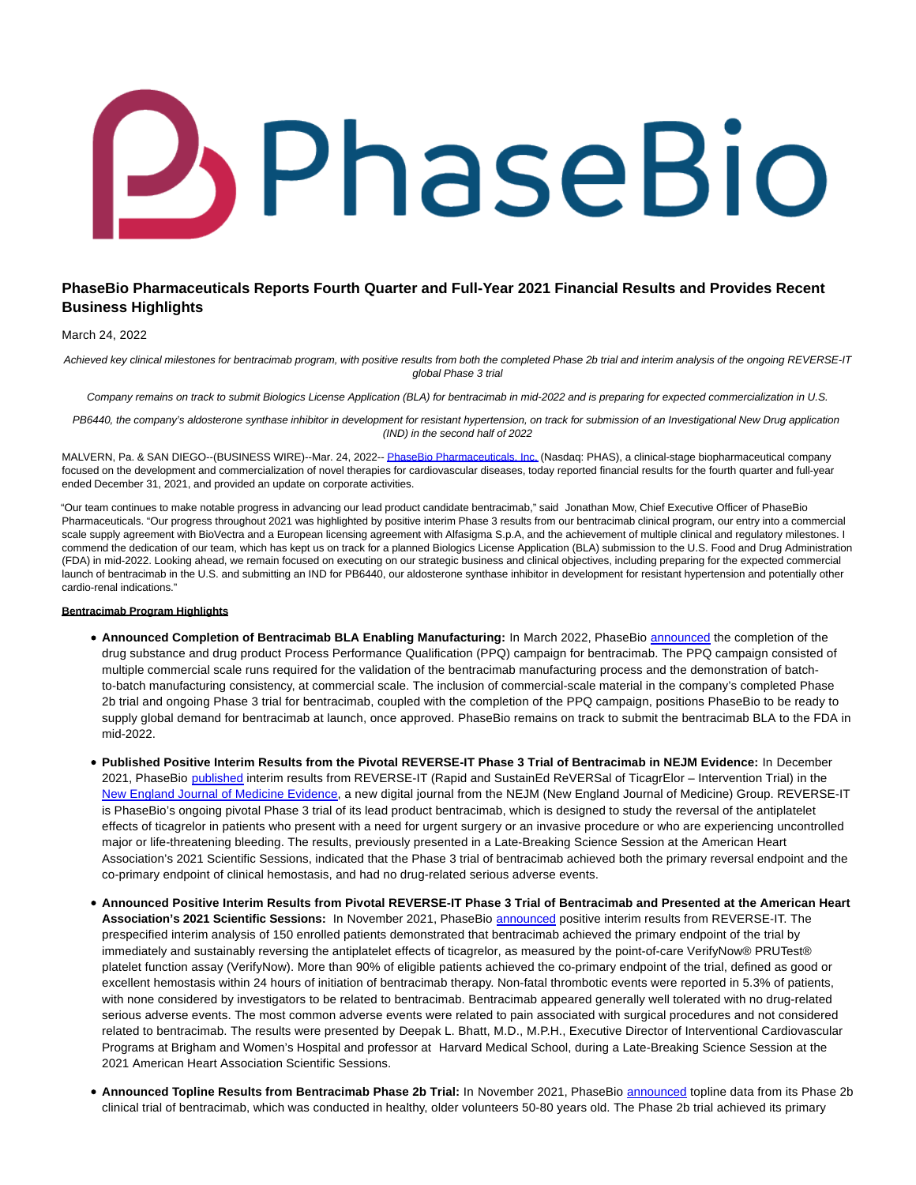# PhaseBio Pharmaceuticals Reports Fourth Quarter and Full-Year 2021 Financial Results and Provides Recent Business Highlights

March 24, 2022

*Achieved key clinical milestones for bentracimab program, with positive results from both the completed Phase 2b trial and interim analysis of the ongoing REVERSE-IT global Phase 3 trial*

*Company remains on track to submit Biologics License Application (BLA) for bentracimab in mid-2022 and is preparing for expected commercialization in U.S.*

*PB6440, the company's aldosterone synthase inhibitor in development for resistant hypertension, on track for submission of an Investigational New Drug application (IND) in the second half of 2022*

MALVERN, Pa. & SAN DIEGO--(BUSINESS WIRE)--Mar. 24, 2022-- PhaseBio Pharmaceuticals, Inc. (Nasdaq: PHAS), a clinical-stage biopharmaceutical company focused on the development and commercialization of novel therapies for cardiovascular diseases, today reported financial results for the fourth quarter and full-year ended December 31, 2021, and provided an update on corporate activities.

"Our team continues to make notable progress in advancing our lead product candidate bentracimab," said Jonathan Mow, Chief Executive Officer of PhaseBio Pharmaceuticals. "Our progress throughout 2021 was highlighted by positive interim Phase 3 results from our bentracimab clinical program, our entry into a commercial scale supply agreement with BioVectra and a European licensing agreement with Alfasigma S.p.A, and the achievement of multiple clinical and regulatory milestones. I commend the dedication of our team, which has kept us on track for a planned Biologics License Application (BLA) submission to the U.S. Food and Drug Administration (FDA) in mid-2022. Looking ahead, we remain focused on executing on our strategic business and clinical objectives, including preparing for the expected commercial launch of bentracimab in the U.S. and submitting an IND for PB6440, our aldosterone synthase inhibitor in development for resistant hypertension and potentially other cardio-renal indications."

**Bentracimab Program Highlights**

- **Announced Completion of Bentracimab BLA Enabling Manufacturing:** In March 2022, PhaseBio announced the completion of the drug substance and drug product Process Performance Qualification (PPQ) campaign for bentracimab. The PPQ campaign consisted of multiple commercial scale runs required for the validation of the bentracimab manufacturing process and the demonstration of batch-to-batch manufacturing consistency, at commercial scale. The inclusion of commercial-scale material in the company's completed Phase 2b trial and ongoing Phase 3 trial for bentracimab, coupled with the completion of the PPQ campaign, positions PhaseBio to be ready to supply global demand for bentracimab at launch, once approved. PhaseBio remains on track to submit the bentracimab BLA to the FDA in mid-2022.
- **Published Positive Interim Results from the Pivotal REVERSE-IT Phase 3 Trial of Bentracimab in NEJM Evidence:** In December 2021, PhaseBio published interim results from REVERSE-IT (Rapid and SustainEd ReVERSal of TicagrElor – Intervention Trial) in the New England Journal of Medicine Evidence, a new digital journal from the NEJM (New England Journal of Medicine) Group. REVERSE-IT is PhaseBio's ongoing pivotal Phase 3 trial of its lead product bentracimab, which is designed to study the reversal of the antiplatelet effects of ticagrelor in patients who present with a need for urgent surgery or an invasive procedure or who are experiencing uncontrolled major or life-threatening bleeding. The results, previously presented in a Late-Breaking Science Session at the American Heart Association's 2021 Scientific Sessions, indicated that the Phase 3 trial of bentracimab achieved both the primary reversal endpoint and the co-primary endpoint of clinical hemostasis, and had no drug-related serious adverse events.
- **Announced Positive Interim Results from Pivotal REVERSE-IT Phase 3 Trial of Bentracimab and Presented at the American Heart Association's 2021 Scientific Sessions:** In November 2021, PhaseBio announced positive interim results from REVERSE-IT. The prespecified interim analysis of 150 enrolled patients demonstrated that bentracimab achieved the primary endpoint of the trial by immediately and sustainably reversing the antiplatelet effects of ticagrelor, as measured by the point-of-care VerifyNow® PRUTest® platelet function assay (VerifyNow). More than 90% of eligible patients achieved the co-primary endpoint of the trial, defined as good or excellent hemostasis within 24 hours of initiation of bentracimab therapy. Non-fatal thrombotic events were reported in 5.3% of patients, with none considered by investigators to be related to bentracimab. Bentracimab appeared generally well tolerated with no drug-related serious adverse events. The most common adverse events were related to pain associated with surgical procedures and not considered related to bentracimab. The results were presented by Deepak L. Bhatt, M.D., M.P.H., Executive Director of Interventional Cardiovascular Programs at Brigham and Women's Hospital and professor at Harvard Medical School, during a Late-Breaking Science Session at the 2021 American Heart Association Scientific Sessions.
- **Announced Topline Results from Bentracimab Phase 2b Trial:** In November 2021, PhaseBio announced topline data from its Phase 2b clinical trial of bentracimab, which was conducted in healthy, older volunteers 50-80 years old. The Phase 2b trial achieved its primary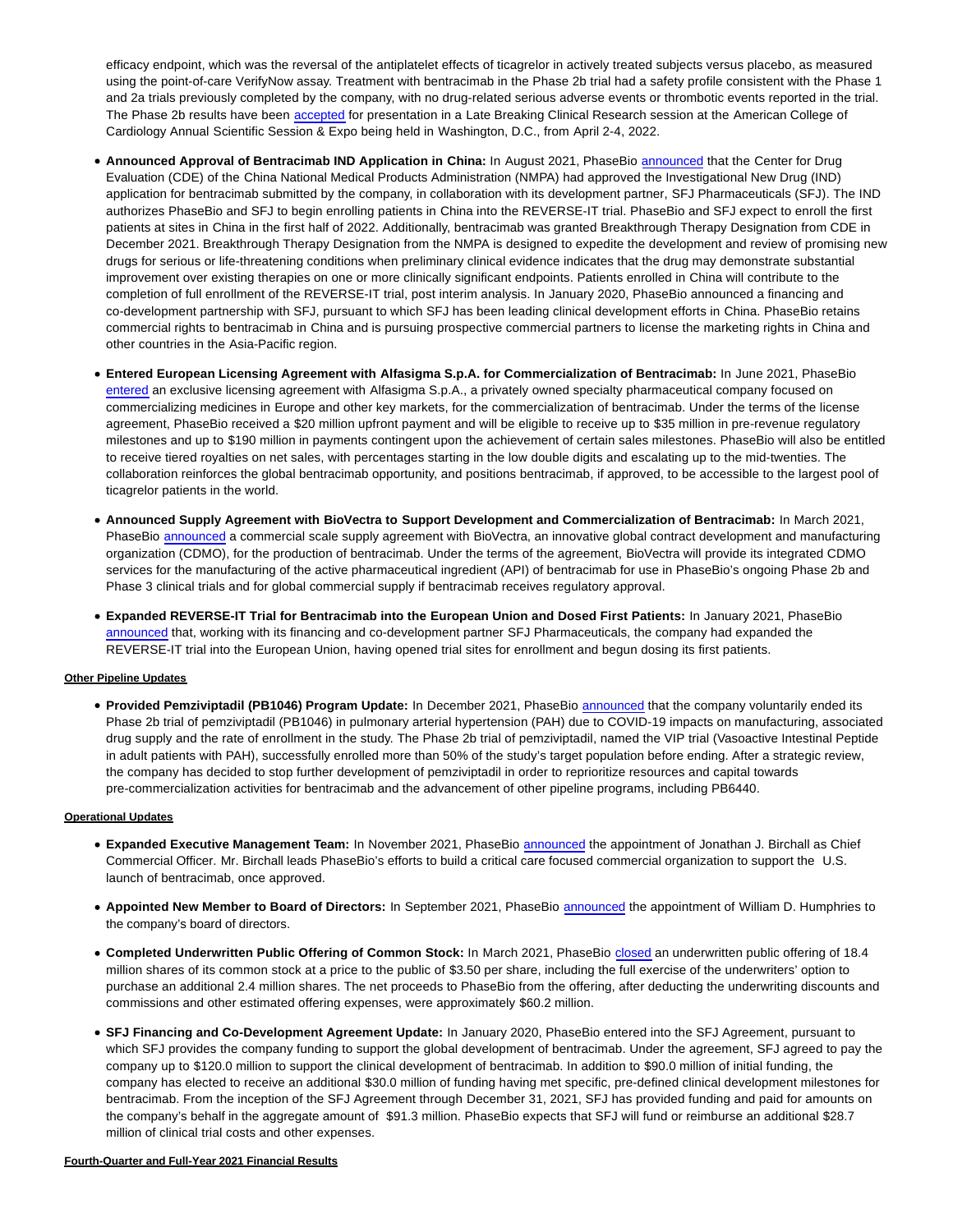efficacy endpoint, which was the reversal of the antiplatelet effects of ticagrelor in actively treated subjects versus placebo, as measured using the point-of-care VerifyNow assay. Treatment with bentracimab in the Phase 2b trial had a safety profile consistent with the Phase 1 and 2a trials previously completed by the company, with no drug-related serious adverse events or thrombotic events reported in the trial. The Phase 2b results have been accepted for presentation in a Late Breaking Clinical Research session at the American College of Cardiology Annual Scientific Session & Expo being held in Washington, D.C., from April 2-4, 2022.

- **Announced Approval of Bentracimab IND Application in China:** In August 2021, PhaseBio announced that the Center for Drug Evaluation (CDE) of the China National Medical Products Administration (NMPA) had approved the Investigational New Drug (IND) application for bentracimab submitted by the company, in collaboration with its development partner, SFJ Pharmaceuticals (SFJ). The IND authorizes PhaseBio and SFJ to begin enrolling patients in China into the REVERSE-IT trial. PhaseBio and SFJ expect to enroll the first patients at sites in China in the first half of 2022. Additionally, bentracimab was granted Breakthrough Therapy Designation from CDE in December 2021. Breakthrough Therapy Designation from the NMPA is designed to expedite the development and review of promising new drugs for serious or life-threatening conditions when preliminary clinical evidence indicates that the drug may demonstrate substantial improvement over existing therapies on one or more clinically significant endpoints. Patients enrolled in China will contribute to the completion of full enrollment of the REVERSE-IT trial, post interim analysis. In January 2020, PhaseBio announced a financing and co-development partnership with SFJ, pursuant to which SFJ has been leading clinical development efforts in China. PhaseBio retains commercial rights to bentracimab in China and is pursuing prospective commercial partners to license the marketing rights in China and other countries in the Asia-Pacific region.

- **Entered European Licensing Agreement with Alfasigma S.p.A. for Commercialization of Bentracimab:** In June 2021, PhaseBio entered an exclusive licensing agreement with Alfasigma S.p.A., a privately owned specialty pharmaceutical company focused on commercializing medicines in Europe and other key markets, for the commercialization of bentracimab. Under the terms of the license agreement, PhaseBio received a $20 million upfront payment and will be eligible to receive up to $35 million in pre-revenue regulatory milestones and up to $190 million in payments contingent upon the achievement of certain sales milestones. PhaseBio will also be entitled to receive tiered royalties on net sales, with percentages starting in the low double digits and escalating up to the mid-twenties. The collaboration reinforces the global bentracimab opportunity, and positions bentracimab, if approved, to be accessible to the largest pool of ticagrelor patients in the world.

- **Announced Supply Agreement with BioVectra to Support Development and Commercialization of Bentracimab:** In March 2021, PhaseBio announced a commercial scale supply agreement with BioVectra, an innovative global contract development and manufacturing organization (CDMO), for the production of bentracimab. Under the terms of the agreement, BioVectra will provide its integrated CDMO services for the manufacturing of the active pharmaceutical ingredient (API) of bentracimab for use in PhaseBio's ongoing Phase 2b and Phase 3 clinical trials and for global commercial supply if bentracimab receives regulatory approval.

- **Expanded REVERSE-IT Trial for Bentracimab into the European Union and Dosed First Patients:** In January 2021, PhaseBio announced that, working with its financing and co-development partner SFJ Pharmaceuticals, the company had expanded the REVERSE-IT trial into the European Union, having opened trial sites for enrollment and begun dosing its first patients.

**Other Pipeline Updates**

- **Provided Pemziviptadil (PB1046) Program Update:** In December 2021, PhaseBio announced that the company voluntarily ended its Phase 2b trial of pemziviptadil (PB1046) in pulmonary arterial hypertension (PAH) due to COVID-19 impacts on manufacturing, associated drug supply and the rate of enrollment in the study. The Phase 2b trial of pemziviptadil, named the VIP trial (Vasoactive Intestinal Peptide in adult patients with PAH), successfully enrolled more than 50% of the study's target population before ending. After a strategic review, the company has decided to stop further development of pemziviptadil in order to reprioritize resources and capital towards pre-commercialization activities for bentracimab and the advancement of other pipeline programs, including PB6440.

**Operational Updates**

- **Expanded Executive Management Team:** In November 2021, PhaseBio announced the appointment of Jonathan J. Birchall as Chief Commercial Officer. Mr. Birchall leads PhaseBio's efforts to build a critical care focused commercial organization to support the U.S. launch of bentracimab, once approved.

- **Appointed New Member to Board of Directors:** In September 2021, PhaseBio announced the appointment of William D. Humphries to the company's board of directors.

- **Completed Underwritten Public Offering of Common Stock:** In March 2021, PhaseBio closed an underwritten public offering of 18.4 million shares of its common stock at a price to the public of $3.50 per share, including the full exercise of the underwriters' option to purchase an additional 2.4 million shares. The net proceeds to PhaseBio from the offering, after deducting the underwriting discounts and commissions and other estimated offering expenses, were approximately $60.2 million.

- **SFJ Financing and Co-Development Agreement Update:** In January 2020, PhaseBio entered into the SFJ Agreement, pursuant to which SFJ provides the company funding to support the global development of bentracimab. Under the agreement, SFJ agreed to pay the company up to $120.0 million to support the clinical development of bentracimab. In addition to $90.0 million of initial funding, the company has elected to receive an additional $30.0 million of funding having met specific, pre-defined clinical development milestones for bentracimab. From the inception of the SFJ Agreement through December 31, 2021, SFJ has provided funding and paid for amounts on the company's behalf in the aggregate amount of $91.3 million. PhaseBio expects that SFJ will fund or reimburse an additional $28.7 million of clinical trial costs and other expenses.

**Fourth-Quarter and Full-Year 2021 Financial Results**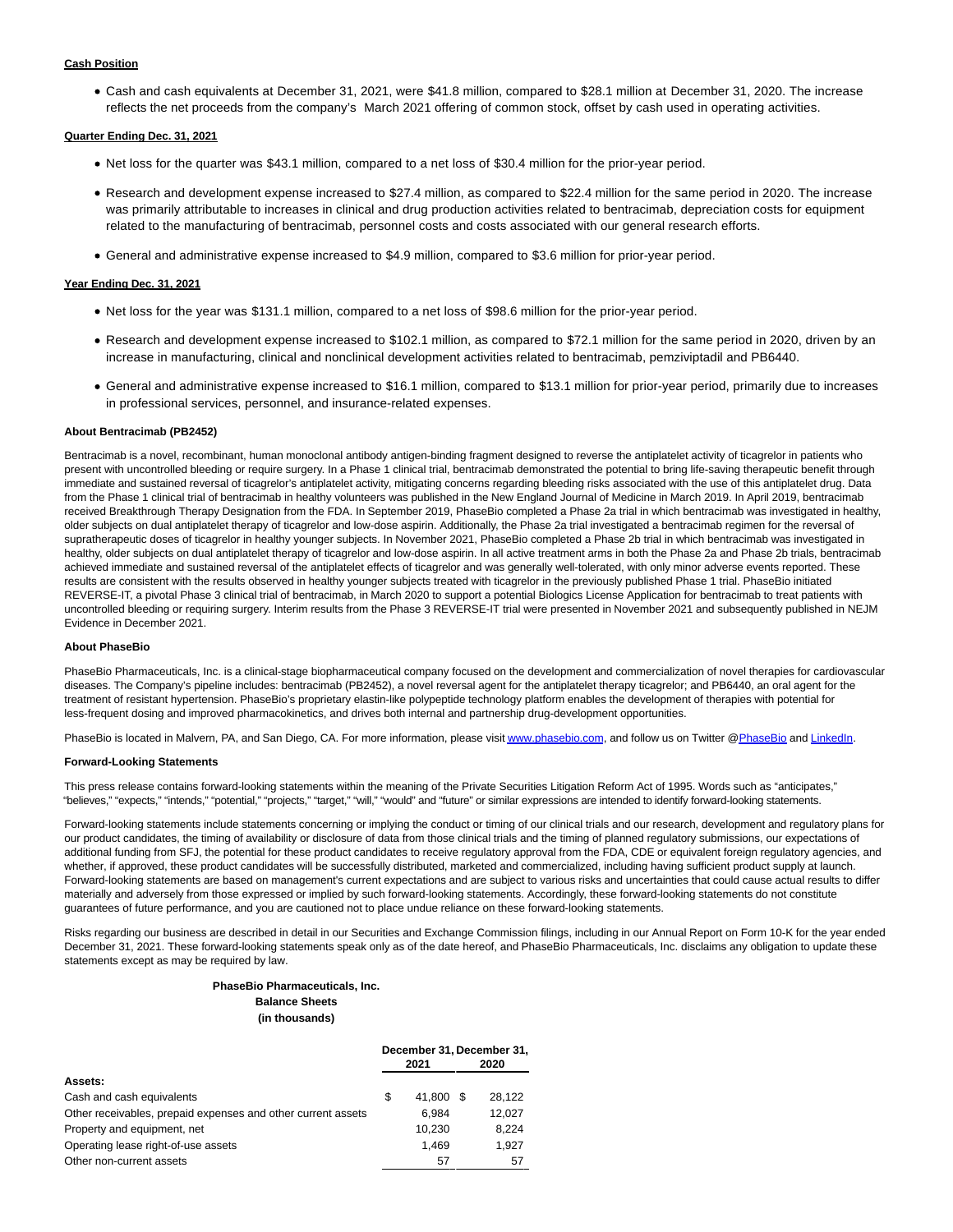**Cash Position**

- Cash and cash equivalents at December 31, 2021, were $41.8 million, compared to $28.1 million at December 31, 2020. The increase reflects the net proceeds from the company's March 2021 offering of common stock, offset by cash used in operating activities.

**Quarter Ending Dec. 31, 2021**

- Net loss for the quarter was $43.1 million, compared to a net loss of $30.4 million for the prior-year period.
- Research and development expense increased to $27.4 million, as compared to $22.4 million for the same period in 2020. The increase was primarily attributable to increases in clinical and drug production activities related to bentracimab, depreciation costs for equipment related to the manufacturing of bentracimab, personnel costs and costs associated with our general research efforts.
- General and administrative expense increased to $4.9 million, compared to $3.6 million for prior-year period.

**Year Ending Dec. 31, 2021**

- Net loss for the year was $131.1 million, compared to a net loss of $98.6 million for the prior-year period.
- Research and development expense increased to $102.1 million, as compared to $72.1 million for the same period in 2020, driven by an increase in manufacturing, clinical and nonclinical development activities related to bentracimab, pemziviptadil and PB6440.
- General and administrative expense increased to $16.1 million, compared to $13.1 million for prior-year period, primarily due to increases in professional services, personnel, and insurance-related expenses.

**About Bentracimab (PB2452)**

Bentracimab is a novel, recombinant, human monoclonal antibody antigen-binding fragment designed to reverse the antiplatelet activity of ticagrelor in patients who present with uncontrolled bleeding or require surgery. In a Phase 1 clinical trial, bentracimab demonstrated the potential to bring life-saving therapeutic benefit through immediate and sustained reversal of ticagrelor's antiplatelet activity, mitigating concerns regarding bleeding risks associated with the use of this antiplatelet drug. Data from the Phase 1 clinical trial of bentracimab in healthy volunteers was published in the New England Journal of Medicine in March 2019. In April 2019, bentracimab received Breakthrough Therapy Designation from the FDA. In September 2019, PhaseBio completed a Phase 2a trial in which bentracimab was investigated in healthy, older subjects on dual antiplatelet therapy of ticagrelor and low-dose aspirin. Additionally, the Phase 2a trial investigated a bentracimab regimen for the reversal of supratherapeutic doses of ticagrelor in healthy younger subjects. In November 2021, PhaseBio completed a Phase 2b trial in which bentracimab was investigated in healthy, older subjects on dual antiplatelet therapy of ticagrelor and low-dose aspirin. In all active treatment arms in both the Phase 2a and Phase 2b trials, bentracimab achieved immediate and sustained reversal of the antiplatelet effects of ticagrelor and was generally well-tolerated, with only minor adverse events reported. These results are consistent with the results observed in healthy younger subjects treated with ticagrelor in the previously published Phase 1 trial. PhaseBio initiated REVERSE-IT, a pivotal Phase 3 clinical trial of bentracimab, in March 2020 to support a potential Biologics License Application for bentracimab to treat patients with uncontrolled bleeding or requiring surgery. Interim results from the Phase 3 REVERSE-IT trial were presented in November 2021 and subsequently published in NEJM Evidence in December 2021.

**About PhaseBio**

PhaseBio Pharmaceuticals, Inc. is a clinical-stage biopharmaceutical company focused on the development and commercialization of novel therapies for cardiovascular diseases. The Company's pipeline includes: bentracimab (PB2452), a novel reversal agent for the antiplatelet therapy ticagrelor; and PB6440, an oral agent for the treatment of resistant hypertension. PhaseBio's proprietary elastin-like polypeptide technology platform enables the development of therapies with potential for less-frequent dosing and improved pharmacokinetics, and drives both internal and partnership drug-development opportunities.

PhaseBio is located in Malvern, PA, and San Diego, CA. For more information, please visit www.phasebio.com, and follow us on Twitter @PhaseBio and LinkedIn.

**Forward-Looking Statements**

This press release contains forward-looking statements within the meaning of the Private Securities Litigation Reform Act of 1995. Words such as "anticipates," "believes," "expects," "intends," "potential," "projects," "target," "will," "would" and "future" or similar expressions are intended to identify forward-looking statements.

Forward-looking statements include statements concerning or implying the conduct or timing of our clinical trials and our research, development and regulatory plans for our product candidates, the timing of availability or disclosure of data from those clinical trials and the timing of planned regulatory submissions, our expectations of additional funding from SFJ, the potential for these product candidates to receive regulatory approval from the FDA, CDE or equivalent foreign regulatory agencies, and whether, if approved, these product candidates will be successfully distributed, marketed and commercialized, including having sufficient product supply at launch. Forward-looking statements are based on management's current expectations and are subject to various risks and uncertainties that could cause actual results to differ materially and adversely from those expressed or implied by such forward-looking statements. Accordingly, these forward-looking statements do not constitute guarantees of future performance, and you are cautioned not to place undue reliance on these forward-looking statements.

Risks regarding our business are described in detail in our Securities and Exchange Commission filings, including in our Annual Report on Form 10-K for the year ended December 31, 2021. These forward-looking statements speak only as of the date hereof, and PhaseBio Pharmaceuticals, Inc. disclaims any obligation to update these statements except as may be required by law.

**PhaseBio Pharmaceuticals, Inc.**
**Balance Sheets**
**(in thousands)**

| | December 31, 2021 | December 31, 2020 |
|---|---|---|
| **Assets:** | | |
| Cash and cash equivalents | $ 41,800 | $ 28,122 |
| Other receivables, prepaid expenses and other current assets | 6,984 | 12,027 |
| Property and equipment, net | 10,230 | 8,224 |
| Operating lease right-of-use assets | 1,469 | 1,927 |
| Other non-current assets | 57 | 57 |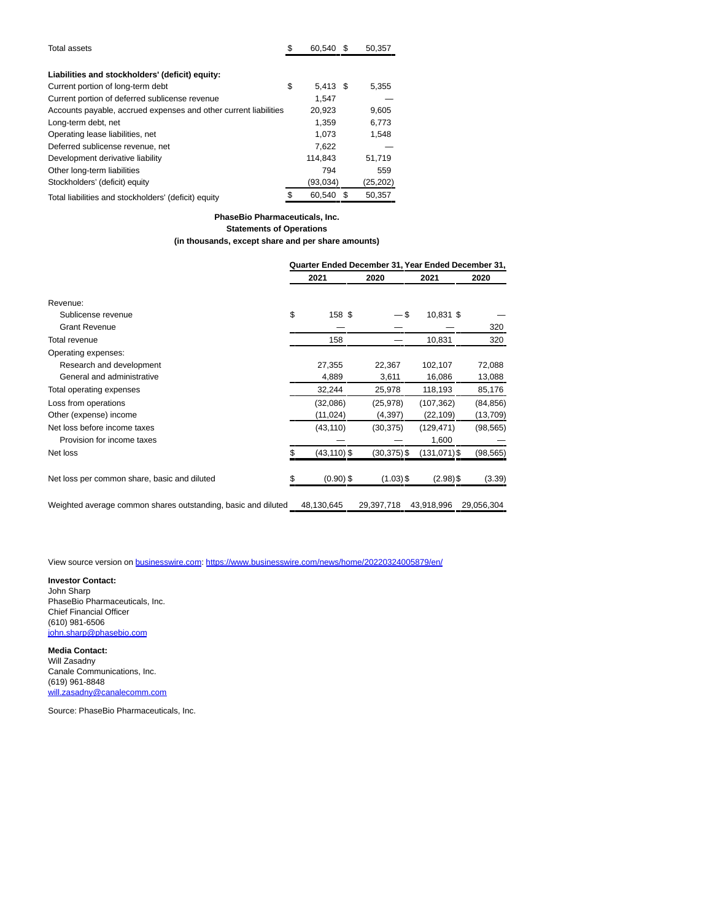| | | |
|---|---|---|
| Total assets | $ 60,540 | $ 50,357 |
| **Liabilities and stockholders' (deficit) equity:** | | |
| Current portion of long-term debt | $ 5,413 | $ 5,355 |
| Current portion of deferred sublicense revenue | 1,547 | — |
| Accounts payable, accrued expenses and other current liabilities | 20,923 | 9,605 |
| Long-term debt, net | 1,359 | 6,773 |
| Operating lease liabilities, net | 1,073 | 1,548 |
| Deferred sublicense revenue, net | 7,622 | — |
| Development derivative liability | 114,843 | 51,719 |
| Other long-term liabilities | 794 | 559 |
| Stockholders' (deficit) equity | (93,034) | (25,202) |
| Total liabilities and stockholders' (deficit) equity | $ 60,540 | $ 50,357 |

**PhaseBio Pharmaceuticals, Inc.**
**Statements of Operations**
**(in thousands, except share and per share amounts)**

| | Quarter Ended December 31, | | Year Ended December 31, | |
|---|---|---|---|---|
| | 2021 | 2020 | 2021 | 2020 |
| Revenue: | | | | |
| Sublicense revenue | $ 158 | $ — | $ 10,831 | $ — |
| Grant Revenue | — | — | — | 320 |
| Total revenue | 158 | — | 10,831 | 320 |
| Operating expenses: | | | | |
| Research and development | 27,355 | 22,367 | 102,107 | 72,088 |
| General and administrative | 4,889 | 3,611 | 16,086 | 13,088 |
| Total operating expenses | 32,244 | 25,978 | 118,193 | 85,176 |
| Loss from operations | (32,086) | (25,978) | (107,362) | (84,856) |
| Other (expense) income | (11,024) | (4,397) | (22,109) | (13,709) |
| Net loss before income taxes | (43,110) | (30,375) | (129,471) | (98,565) |
| Provision for income taxes | — | — | 1,600 | — |
| Net loss | $ (43,110) | $ (30,375) | $ (131,071) | $ (98,565) |
| Net loss per common share, basic and diluted | $ (0.90) | $ (1.03) | $ (2.98) | $ (3.39) |
| Weighted average common shares outstanding, basic and diluted | 48,130,645 | 29,397,718 | 43,918,996 | 29,056,304 |

View source version on businesswire.com: https://www.businesswire.com/news/home/20220324005879/en/

**Investor Contact:**
John Sharp
PhaseBio Pharmaceuticals, Inc.
Chief Financial Officer
(610) 981-6506
john.sharp@phasebio.com

**Media Contact:**
Will Zasadny
Canale Communications, Inc.
(619) 961-8848
will.zasadny@canalecomm.com

Source: PhaseBio Pharmaceuticals, Inc.